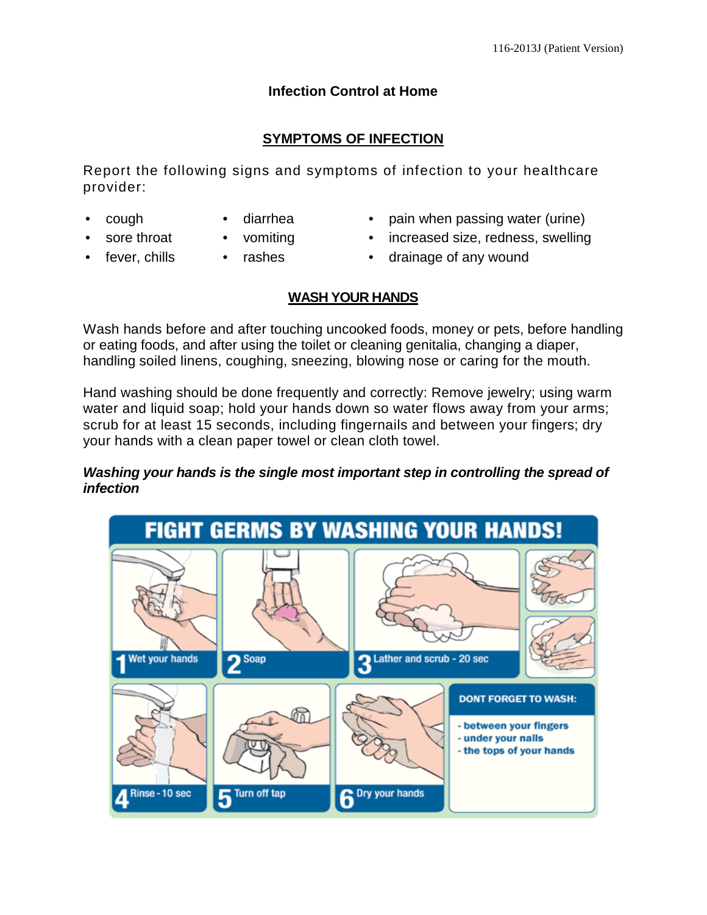# Infection Control at Home

## SYMPTOMS OF INFECTION

Report the following signs and symptoms of infection to your healthcare provider:

- cough
- sore throat
- fever, chills
- diarrhea
- vomiting
- rashes
- pain when passing water (urine)
- increased size, redness, swelling
- drainage of any wound

## WASH YOUR HANDS

Wash hands before and after touching uncooked foods, money or pets, before handling or eating foods, and after using the toilet or cleaning genitalia, changing a diaper, handling soiled linens, coughing, sneezing, blowing nose or caring for the mouth.

Hand washing should be done frequently and correctly: Remove jewelry; using warm water and liquid soap; hold your hands down so water flows away from your arms; scrub for at least 15 seconds, including fingernails and between your fingers; dry your hands with a clean paper towel or clean cloth towel.

***Washing your hands is the single most important step in controlling the spread of infection***

**FIGHT GERMS BY WASHING YOUR HANDS!**

1. Wet your hands
2. Soap
3. Lather and scrub - 20 sec
4. Rinse - 10 sec
5. Turn off tap
6. Dry your hands

**DONT FORGET TO WASH:**

- between your fingers
- under your nails
- the tops of your hands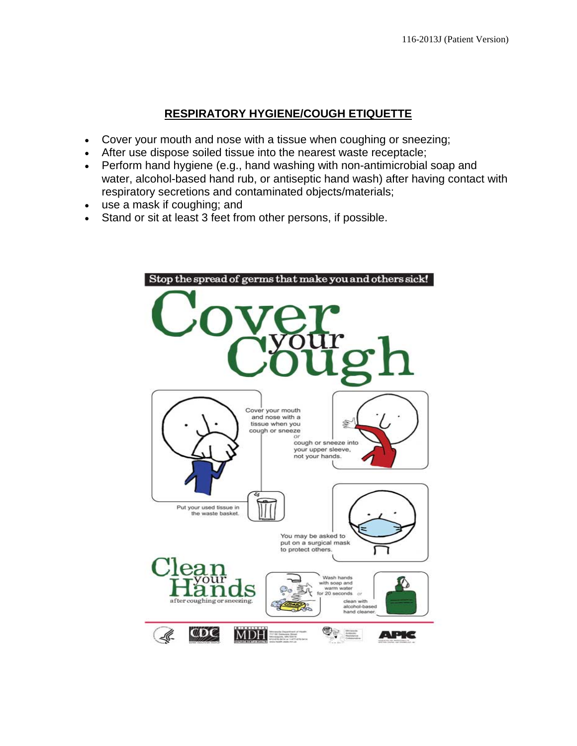## RESPIRATORY HYGIENE/COUGH ETIQUETTE

- Cover your mouth and nose with a tissue when coughing or sneezing;
- After use dispose soiled tissue into the nearest waste receptacle;
- Perform hand hygiene (e.g., hand washing with non-antimicrobial soap and water, alcohol-based hand rub, or antiseptic hand wash) after having contact with respiratory secretions and contaminated objects/materials;
- use a mask if coughing; and
- Stand or sit at least 3 feet from other persons, if possible.

**Stop the spread of germs that make you and others sick!**

# Cover your Cough

Cover your mouth and nose with a tissue when you cough or sneeze

*or*

cough or sneeze into your upper sleeve, not your hands.

Put your used tissue in the waste basket.

You may be asked to put on a surgical mask to protect others.

# Clean your Hands

after coughing or sneezing.

Wash hands with soap and warm water for 20 seconds *or* clean with alcohol-based hand cleaner.

CDC MDH APIC